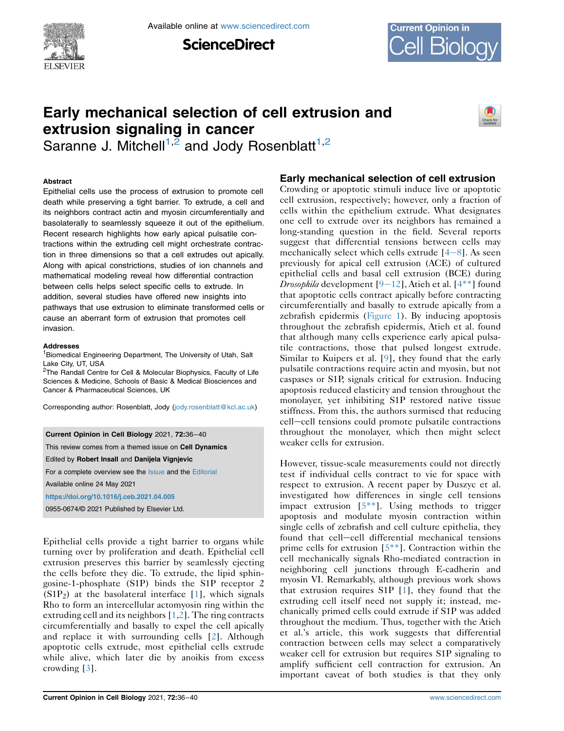# Early mechanical selection of cell extrusion and extrusion signaling in cancer

Saranne J. Mitchell[1,2] and Jody Rosenblatt[1,2]

### Abstract

Epithelial cells use the process of extrusion to promote cell death while preserving a tight barrier. To extrude, a cell and its neighbors contract actin and myosin circumferentially and basolaterally to seamlessly squeeze it out of the epithelium. Recent research highlights how early apical pulsatile contractions within the extruding cell might orchestrate contraction in three dimensions so that a cell extrudes out apically. Along with apical constrictions, studies of ion channels and mathematical modeling reveal how differential contraction between cells helps select specific cells to extrude. In addition, several studies have offered new insights into pathways that use extrusion to eliminate transformed cells or cause an aberrant form of extrusion that promotes cell invasion.

### Addresses

[1]Biomedical Engineering Department, The University of Utah, Salt Lake City, UT, USA

[2]The Randall Centre for Cell & Molecular Biophysics, Faculty of Life Sciences & Medicine, Schools of Basic & Medical Biosciences and Cancer & Pharmaceutical Sciences, UK

Corresponding author: Rosenblatt, Jody (jody.rosenblatt@kcl.ac.uk)

**Current Opinion in Cell Biology** 2021, **72**:36–40

This review comes from a themed issue on **Cell Dynamics**

Edited by **Robert Insall** and **Danijela Vignjevic**

For a complete overview see the Issue and the Editorial

Available online 24 May 2021

**https://doi.org/10.1016/j.ceb.2021.04.005**

0955-0674/© 2021 Published by Elsevier Ltd.

Epithelial cells provide a tight barrier to organs while turning over by proliferation and death. Epithelial cell extrusion preserves this barrier by seamlessly ejecting the cells before they die. To extrude, the lipid sphingosine-1-phosphate (S1P) binds the S1P receptor 2 ($S1P_2$) at the basolateral interface [1], which signals Rho to form an intercellular actomyosin ring within the extruding cell and its neighbors [1,2]. The ring contracts circumferentially and basally to expel the cell apically and replace it with surrounding cells [2]. Although apoptotic cells extrude, most epithelial cells extrude while alive, which later die by anoikis from excess crowding [3].

## Early mechanical selection of cell extrusion

Crowding or apoptotic stimuli induce live or apoptotic cell extrusion, respectively; however, only a fraction of cells within the epithelium extrude. What designates one cell to extrude over its neighbors has remained a long-standing question in the field. Several reports suggest that differential tensions between cells may mechanically select which cells extrude [4–8]. As seen previously for apical cell extrusion (ACE) of cultured epithelial cells and basal cell extrusion (BCE) during *Drosophila* development [9–12], Atieh et al. [4**] found that apoptotic cells contract apically before contracting circumferentially and basally to extrude apically from a zebrafish epidermis (Figure 1). By inducing apoptosis throughout the zebrafish epidermis, Atieh et al. found that although many cells experience early apical pulsatile contractions, those that pulsed longest extrude. Similar to Kuipers et al. [9], they found that the early pulsatile contractions require actin and myosin, but not caspases or S1P, signals critical for extrusion. Inducing apoptosis reduced elasticity and tension throughout the monolayer, yet inhibiting S1P restored native tissue stiffness. From this, the authors surmised that reducing cell–cell tensions could promote pulsatile contractions throughout the monolayer, which then might select weaker cells for extrusion.

However, tissue-scale measurements could not directly test if individual cells contract to vie for space with respect to extrusion. A recent paper by Duszyc et al. investigated how differences in single cell tensions impact extrusion [5**]. Using methods to trigger apoptosis and modulate myosin contraction within single cells of zebrafish and cell culture epithelia, they found that cell–cell differential mechanical tensions prime cells for extrusion [5**]. Contraction within the cell mechanically signals Rho-mediated contraction in neighboring cell junctions through E-cadherin and myosin VI. Remarkably, although previous work shows that extrusion requires S1P [1], they found that the extruding cell itself need not supply it; instead, mechanically primed cells could extrude if S1P was added throughout the medium. Thus, together with the Atieh et al.'s article, this work suggests that differential contraction between cells may select a comparatively weaker cell for extrusion but requires S1P signaling to amplify sufficient cell contraction for extrusion. An important caveat of both studies is that they only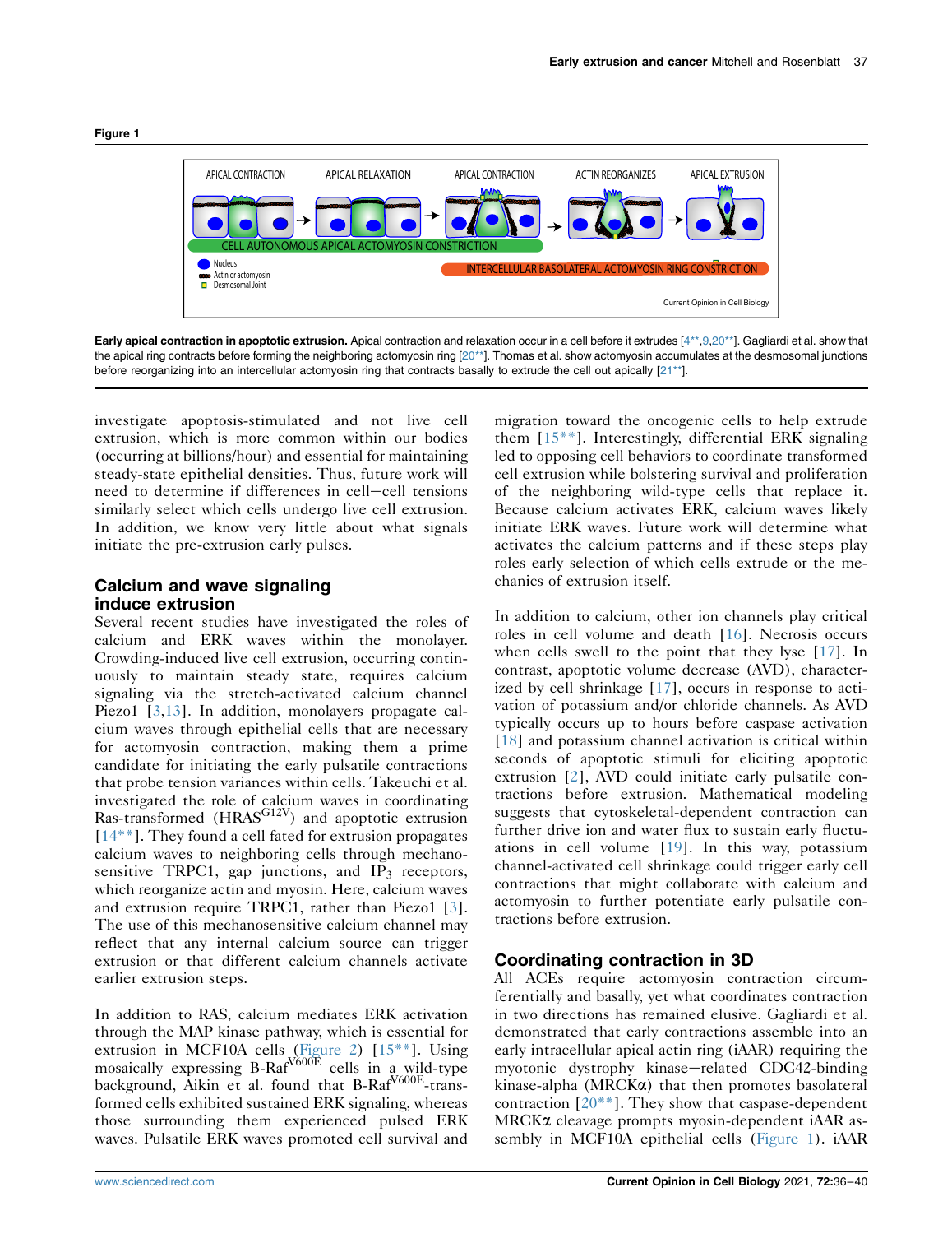**Figure 1**

**Early apical contraction in apoptotic extrusion.** Apical contraction and relaxation occur in a cell before it extrudes [4**,9,20**]. Gagliardi et al. show that the apical ring contracts before forming the neighboring actomyosin ring [20**]. Thomas et al. show actomyosin accumulates at the desmosomal junctions before reorganizing into an intercellular actomyosin ring that contracts basally to extrude the cell out apically [21**].

investigate apoptosis-stimulated and not live cell extrusion, which is more common within our bodies (occurring at billions/hour) and essential for maintaining steady-state epithelial densities. Thus, future work will need to determine if differences in cell–cell tensions similarly select which cells undergo live cell extrusion. In addition, we know very little about what signals initiate the pre-extrusion early pulses.

## Calcium and wave signaling induce extrusion

Several recent studies have investigated the roles of calcium and ERK waves within the monolayer. Crowding-induced live cell extrusion, occurring continuously to maintain steady state, requires calcium signaling via the stretch-activated calcium channel Piezo1 [3,13]. In addition, monolayers propagate calcium waves through epithelial cells that are necessary for actomyosin contraction, making them a prime candidate for initiating the early pulsatile contractions that probe tension variances within cells. Takeuchi et al. investigated the role of calcium waves in coordinating Ras-transformed ($HRAS^{G12V}$) and apoptotic extrusion [14**]. They found a cell fated for extrusion propagates calcium waves to neighboring cells through mechanosensitive TRPC1, gap junctions, and $IP_3$ receptors, which reorganize actin and myosin. Here, calcium waves and extrusion require TRPC1, rather than Piezo1 [3]. The use of this mechanosensitive calcium channel may reflect that any internal calcium source can trigger extrusion or that different calcium channels activate earlier extrusion steps.

In addition to RAS, calcium mediates ERK activation through the MAP kinase pathway, which is essential for extrusion in MCF10A cells (Figure 2) [15**]. Using mosaically expressing B-$Raf^{V600E}$ cells in a wild-type background, Aikin et al. found that B-$Raf^{V600E}$-transformed cells exhibited sustained ERK signaling, whereas those surrounding them experienced pulsed ERK waves. Pulsatile ERK waves promoted cell survival and migration toward the oncogenic cells to help extrude them [15**]. Interestingly, differential ERK signaling led to opposing cell behaviors to coordinate transformed cell extrusion while bolstering survival and proliferation of the neighboring wild-type cells that replace it. Because calcium activates ERK, calcium waves likely initiate ERK waves. Future work will determine what activates the calcium patterns and if these steps play roles early selection of which cells extrude or the mechanics of extrusion itself.

In addition to calcium, other ion channels play critical roles in cell volume and death [16]. Necrosis occurs when cells swell to the point that they lyse [17]. In contrast, apoptotic volume decrease (AVD), characterized by cell shrinkage [17], occurs in response to activation of potassium and/or chloride channels. As AVD typically occurs up to hours before caspase activation [18] and potassium channel activation is critical within seconds of apoptotic stimuli for eliciting apoptotic extrusion [2], AVD could initiate early pulsatile contractions before extrusion. Mathematical modeling suggests that cytoskeletal-dependent contraction can further drive ion and water flux to sustain early fluctuations in cell volume [19]. In this way, potassium channel-activated cell shrinkage could trigger early cell contractions that might collaborate with calcium and actomyosin to further potentiate early pulsatile contractions before extrusion.

## Coordinating contraction in 3D

All ACEs require actomyosin contraction circumferentially and basally, yet what coordinates contraction in two directions has remained elusive. Gagliardi et al. demonstrated that early contractions assemble into an early intracellular apical actin ring (iAAR) requiring the myotonic dystrophy kinase–related CDC42-binding kinase-alpha (MRCKα) that then promotes basolateral contraction [20**]. They show that caspase-dependent MRCKα cleavage prompts myosin-dependent iAAR assembly in MCF10A epithelial cells (Figure 1). iAAR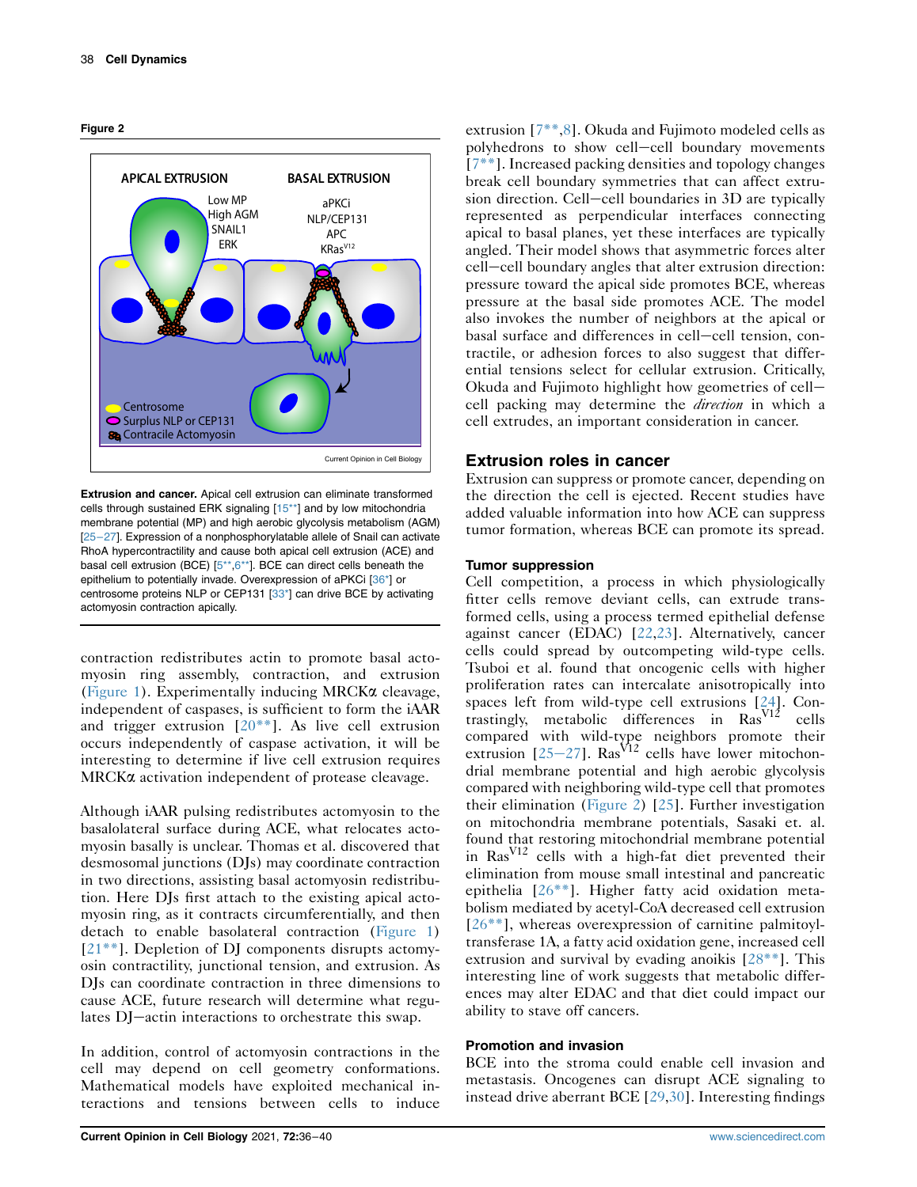**Figure 2**

**Extrusion and cancer.** Apical cell extrusion can eliminate transformed cells through sustained ERK signaling [15**] and by low mitochondria membrane potential (MP) and high aerobic glycolysis metabolism (AGM) [25–27]. Expression of a nonphosphorylatable allele of Snail can activate RhoA hypercontractility and cause both apical cell extrusion (ACE) and basal cell extrusion (BCE) [5**,6**]. BCE can direct cells beneath the epithelium to potentially invade. Overexpression of aPKCi [36*] or centrosome proteins NLP or CEP131 [33*] can drive BCE by activating actomyosin contraction apically.

contraction redistributes actin to promote basal actomyosin ring assembly, contraction, and extrusion (Figure 1). Experimentally inducing MRCKα cleavage, independent of caspases, is sufficient to form the iAAR and trigger extrusion [20**]. As live cell extrusion occurs independently of caspase activation, it will be interesting to determine if live cell extrusion requires MRCKα activation independent of protease cleavage.

Although iAAR pulsing redistributes actomyosin to the basalolateral surface during ACE, what relocates actomyosin basally is unclear. Thomas et al. discovered that desmosomal junctions (DJs) may coordinate contraction in two directions, assisting basal actomyosin redistribution. Here DJs first attach to the existing apical actomyosin ring, as it contracts circumferentially, and then detach to enable basolateral contraction (Figure 1) [21**]. Depletion of DJ components disrupts actomyosin contractility, junctional tension, and extrusion. As DJs can coordinate contraction in three dimensions to cause ACE, future research will determine what regulates DJ–actin interactions to orchestrate this swap.

In addition, control of actomyosin contractions in the cell may depend on cell geometry conformations. Mathematical models have exploited mechanical interactions and tensions between cells to induce extrusion [7**,8]. Okuda and Fujimoto modeled cells as polyhedrons to show cell–cell boundary movements [7**]. Increased packing densities and topology changes break cell boundary symmetries that can affect extrusion direction. Cell–cell boundaries in 3D are typically represented as perpendicular interfaces connecting apical to basal planes, yet these interfaces are typically angled. Their model shows that asymmetric forces alter cell–cell boundary angles that alter extrusion direction: pressure toward the apical side promotes BCE, whereas pressure at the basal side promotes ACE. The model also invokes the number of neighbors at the apical or basal surface and differences in cell–cell tension, contractile, or adhesion forces to also suggest that differential tensions select for cellular extrusion. Critically, Okuda and Fujimoto highlight how geometries of cell–cell packing may determine the *direction* in which a cell extrudes, an important consideration in cancer.

## Extrusion roles in cancer

Extrusion can suppress or promote cancer, depending on the direction the cell is ejected. Recent studies have added valuable information into how ACE can suppress tumor formation, whereas BCE can promote its spread.

### Tumor suppression

Cell competition, a process in which physiologically fitter cells remove deviant cells, can extrude transformed cells, using a process termed epithelial defense against cancer (EDAC) [22,23]. Alternatively, cancer cells could spread by outcompeting wild-type cells. Tsuboi et al. found that oncogenic cells with higher proliferation rates can intercalate anisotropically into spaces left from wild-type cell extrusions [24]. Contrastingly, metabolic differences in $Ras^{V12}$ cells compared with wild-type neighbors promote their extrusion [25–27]. $Ras^{V12}$ cells have lower mitochondrial membrane potential and high aerobic glycolysis compared with neighboring wild-type cell that promotes their elimination (Figure 2) [25]. Further investigation on mitochondria membrane potentials, Sasaki et. al. found that restoring mitochondrial membrane potential in $Ras^{V12}$ cells with a high-fat diet prevented their elimination from mouse small intestinal and pancreatic epithelia [26**]. Higher fatty acid oxidation metabolism mediated by acetyl-CoA decreased cell extrusion [26**], whereas overexpression of carnitine palmitoyltransferase 1A, a fatty acid oxidation gene, increased cell extrusion and survival by evading anoikis [28**]. This interesting line of work suggests that metabolic differences may alter EDAC and that diet could impact our ability to stave off cancers.

### Promotion and invasion

BCE into the stroma could enable cell invasion and metastasis. Oncogenes can disrupt ACE signaling to instead drive aberrant BCE [29,30]. Interesting findings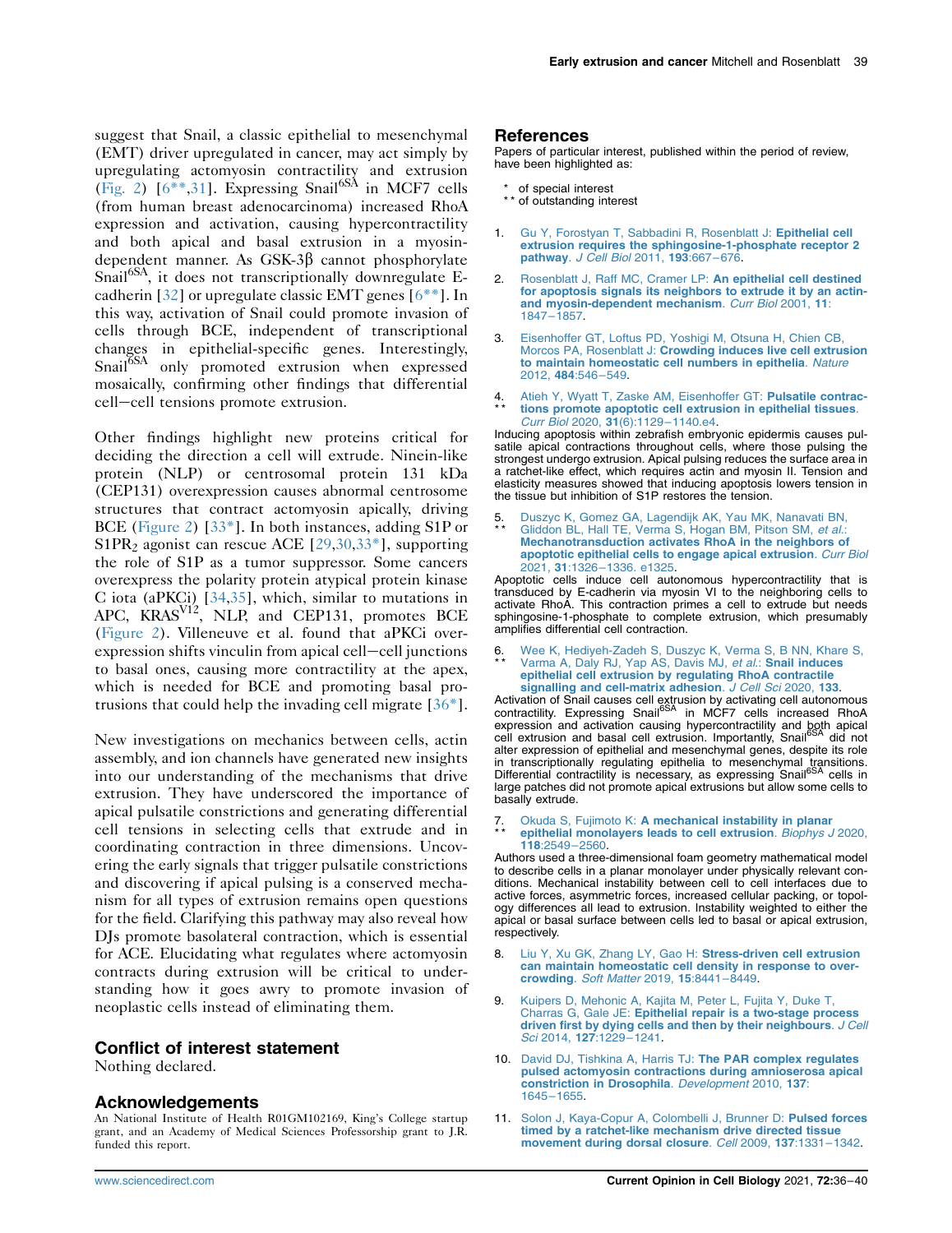suggest that Snail, a classic epithelial to mesenchymal (EMT) driver upregulated in cancer, may act simply by upregulating actomyosin contractility and extrusion (Fig. 2) [6**,31]. Expressing Snail$^{6SA}$ in MCF7 cells (from human breast adenocarcinoma) increased RhoA expression and activation, causing hypercontractility and both apical and basal extrusion in a myosin-dependent manner. As GSK-3β cannot phosphorylate Snail$^{6SA}$, it does not transcriptionally downregulate E-cadherin [32] or upregulate classic EMT genes [6**]. In this way, activation of Snail could promote invasion of cells through BCE, independent of transcriptional changes in epithelial-specific genes. Interestingly, Snail$^{6SA}$ only promoted extrusion when expressed mosaically, confirming other findings that differential cell–cell tensions promote extrusion.

Other findings highlight new proteins critical for deciding the direction a cell will extrude. Ninein-like protein (NLP) or centrosomal protein 131 kDa (CEP131) overexpression causes abnormal centrosome structures that contract actomyosin apically, driving BCE (Figure 2) [33*]. In both instances, adding S1P or $S1PR_2$ agonist can rescue ACE [29,30,33*], supporting the role of S1P as a tumor suppressor. Some cancers overexpress the polarity protein atypical protein kinase C iota (aPKCi) [34,35], which, similar to mutations in APC, KRAS$^{V12}$, NLP, and CEP131, promotes BCE (Figure 2). Villeneuve et al. found that aPKCi overexpression shifts vinculin from apical cell–cell junctions to basal ones, causing more contractility at the apex, which is needed for BCE and promoting basal protrusions that could help the invading cell migrate [36*].

New investigations on mechanics between cells, actin assembly, and ion channels have generated new insights into our understanding of the mechanisms that drive extrusion. They have underscored the importance of apical pulsatile constrictions and generating differential cell tensions in selecting cells that extrude and in coordinating contraction in three dimensions. Uncovering the early signals that trigger pulsatile constrictions and discovering if apical pulsing is a conserved mechanism for all types of extrusion remains open questions for the field. Clarifying this pathway may also reveal how DJs promote basolateral contraction, which is essential for ACE. Elucidating what regulates where actomyosin contracts during extrusion will be critical to understanding how it goes awry to promote invasion of neoplastic cells instead of eliminating them.

## Conflict of interest statement

Nothing declared.

## Acknowledgements

An National Institute of Health R01GM102169, King's College startup grant, and an Academy of Medical Sciences Professorship grant to J.R. funded this report.

## References

Papers of particular interest, published within the period of review, have been highlighted as:

\* of special interest
\*\* of outstanding interest

1. Gu Y, Forostyan T, Sabbadini R, Rosenblatt J: **Epithelial cell extrusion requires the sphingosine-1-phosphate receptor 2 pathway**. *J Cell Biol* 2011, **193**:667–676.

2. Rosenblatt J, Raff MC, Cramer LP: **An epithelial cell destined for apoptosis signals its neighbors to extrude it by an actin- and myosin-dependent mechanism**. *Curr Biol* 2001, **11**: 1847–1857.

3. Eisenhoffer GT, Loftus PD, Yoshigi M, Otsuna H, Chien CB, Morcos PA, Rosenblatt J: **Crowding induces live cell extrusion to maintain homeostatic cell numbers in epithelia**. *Nature* 2012, **484**:546–549.

4. \*\* Atieh Y, Wyatt T, Zaske AM, Eisenhoffer GT: **Pulsatile contractions promote apoptotic cell extrusion in epithelial tissues**. *Curr Biol* 2020, **31**(6):1129–1140.e4.
Inducing apoptosis within zebrafish embryonic epidermis causes pulsatile apical contractions throughout cells, where those pulsing the strongest undergo extrusion. Apical pulsing reduces the surface area in a ratchet-like effect, which requires actin and myosin II. Tension and elasticity measures showed that inducing apoptosis lowers tension in the tissue but inhibition of S1P restores the tension.

5. \*\* Duszyc K, Gomez GA, Lagendijk AK, Yau MK, Nanavati BN, Gliddon BL, Hall TE, Verma S, Hogan BM, Pitson SM, *et al.*: **Mechanotransduction activates RhoA in the neighbors of apoptotic epithelial cells to engage apical extrusion**. *Curr Biol* 2021, **31**:1326–1336. e1325.
Apoptotic cells induce cell autonomous hypercontractility that is transduced by E-cadherin via myosin VI to the neighboring cells to activate RhoA. This contraction primes a cell to extrude but needs sphingosine-1-phosphate to complete extrusion, which presumably amplifies differential cell contraction.

6. \*\* Wee K, Hediyeh-Zadeh S, Duszyc K, Verma S, B NN, Khare S, Varma A, Daly RJ, Yap AS, Davis MJ, *et al.*: **Snail induces epithelial cell extrusion by regulating RhoA contractile signalling and cell-matrix adhesion**. *J Cell Sci* 2020, **133**.
Activation of Snail causes cell extrusion by activating cell autonomous contractility. Expressing Snail$^{6SA}$ in MCF7 cells increased RhoA expression and activation causing hypercontractility and both apical cell extrusion and basal cell extrusion. Importantly, Snail$^{6SA}$ did not alter expression of epithelial and mesenchymal genes, despite its role in transcriptionally regulating epithelia to mesenchymal transitions. Differential contractility is necessary, as expressing Snail$^{6SA}$ cells in large patches did not promote apical extrusions but allow some cells to basally extrude.

7. \*\* Okuda S, Fujimoto K: **A mechanical instability in planar epithelial monolayers leads to cell extrusion**. *Biophys J* 2020, **118**:2549–2560.
Authors used a three-dimensional foam geometry mathematical model to describe cells in a planar monolayer under physically relevant conditions. Mechanical instability between cell to cell interfaces due to active forces, asymmetric forces, increased cellular packing, or topology differences all lead to extrusion. Instability weighted to either the apical or basal surface between cells led to basal or apical extrusion, respectively.

8. Liu Y, Xu GK, Zhang LY, Gao H: **Stress-driven cell extrusion can maintain homeostatic cell density in response to overcrowding**. *Soft Matter* 2019, **15**:8441–8449.

9. Kuipers D, Mehonic A, Kajita M, Peter L, Fujita Y, Duke T, Charras G, Gale JE: **Epithelial repair is a two-stage process driven first by dying cells and then by their neighbours**. *J Cell Sci* 2014, **127**:1229–1241.

10. David DJ, Tishkina A, Harris TJ: **The PAR complex regulates pulsed actomyosin contractions during amnioserosa apical constriction in Drosophila**. *Development* 2010, **137**: 1645–1655.

11. Solon J, Kaya-Copur A, Colombelli J, Brunner D: **Pulsed forces timed by a ratchet-like mechanism drive directed tissue movement during dorsal closure**. *Cell* 2009, **137**:1331–1342.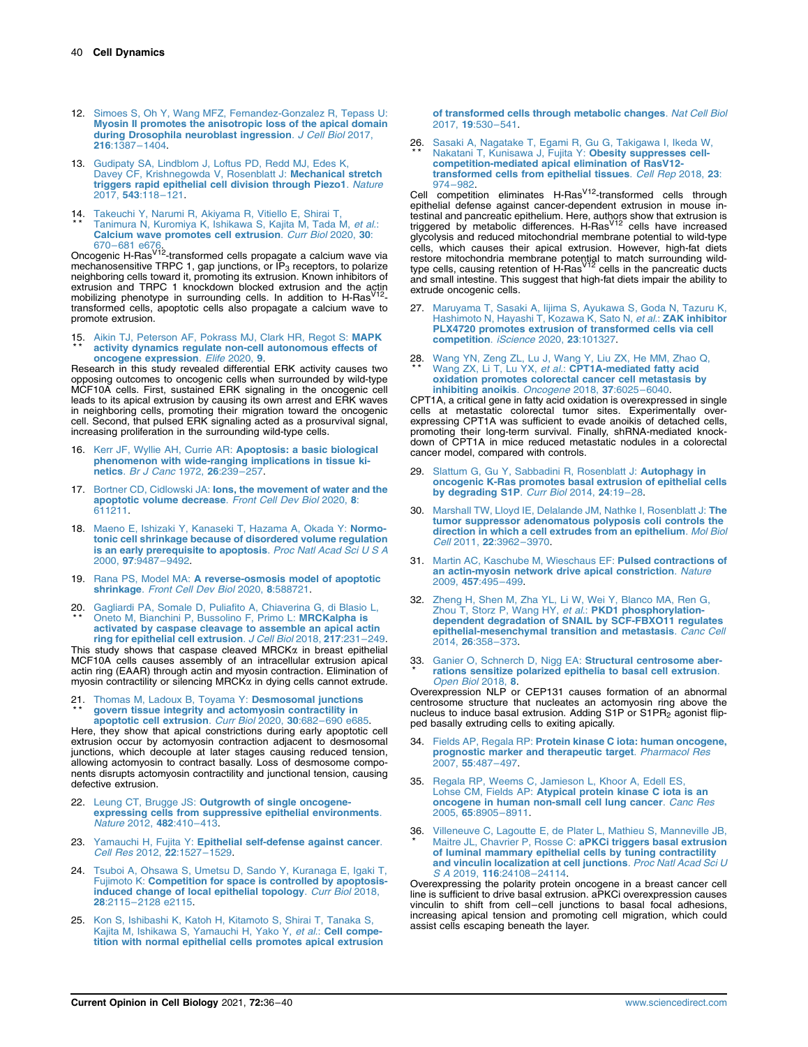12. Simoes S, Oh Y, Wang MFZ, Fernandez-Gonzalez R, Tepass U: **Myosin II promotes the anisotropic loss of the apical domain during Drosophila neuroblast ingression**. *J Cell Biol* 2017, **216**:1387–1404.

13. Gudipaty SA, Lindblom J, Loftus PD, Redd MJ, Edes K, Davey CF, Krishnegowda V, Rosenblatt J: **Mechanical stretch triggers rapid epithelial cell division through Piezo1**. *Nature* 2017, **543**:118–121.

14. ** Takeuchi Y, Narumi R, Akiyama R, Vitiello E, Shirai T, Tanimura N, Kuromiya K, Ishikawa S, Kajita M, Tada M, *et al.*: **Calcium wave promotes cell extrusion**. *Curr Biol* 2020, **30**: 670–681 e676.

Oncogenic H-Ras$^{V12}$-transformed cells propagate a calcium wave via mechanosensitive TRPC 1, gap junctions, or $IP_3$ receptors, to polarize neighboring cells toward it, promoting its extrusion. Known inhibitors of extrusion and TRPC 1 knockdown blocked extrusion and the actin mobilizing phenotype in surrounding cells. In addition to H-Ras$^{V12}$-transformed cells, apoptotic cells also propagate a calcium wave to promote extrusion.

15. ** Aikin TJ, Peterson AF, Pokrass MJ, Clark HR, Regot S: **MAPK activity dynamics regulate non-cell autonomous effects of oncogene expression**. *Elife* 2020, **9**.

Research in this study revealed differential ERK activity causes two opposing outcomes to oncogenic cells when surrounded by wild-type MCF10A cells. First, sustained ERK signaling in the oncogenic cell leads to its apical extrusion by causing its own arrest and ERK waves in neighboring cells, promoting their migration toward the oncogenic cell. Second, that pulsed ERK signaling acted as a prosurvival signal, increasing proliferation in the surrounding wild-type cells.

16. Kerr JF, Wyllie AH, Currie AR: **Apoptosis: a basic biological phenomenon with wide-ranging implications in tissue kinetics**. *Br J Canc* 1972, **26**:239–257.

17. Bortner CD, Cidlowski JA: **Ions, the movement of water and the apoptotic volume decrease**. *Front Cell Dev Biol* 2020, **8**: 611211.

18. Maeno E, Ishizaki Y, Kanaseki T, Hazama A, Okada Y: **Normotonic cell shrinkage because of disordered volume regulation is an early prerequisite to apoptosis**. *Proc Natl Acad Sci U S A* 2000, **97**:9487–9492.

19. Rana PS, Model MA: **A reverse-osmosis model of apoptotic shrinkage**. *Front Cell Dev Biol* 2020, **8**:588721.

20. ** Gagliardi PA, Somale D, Puliafito A, Chiaverina G, di Blasio L, Oneto M, Bianchini P, Bussolino F, Primo L: **MRCKalpha is activated by caspase cleavage to assemble an apical actin ring for epithelial cell extrusion**. *J Cell Biol* 2018, **217**:231–249.

This study shows that caspase cleaved MRCKα in breast epithelial MCF10A cells causes assembly of an intracellular extrusion apical actin ring (EAAR) through actin and myosin contraction. Elimination of myosin contractility or silencing MRCKα in dying cells cannot extrude.

21. ** Thomas M, Ladoux B, Toyama Y: **Desmosomal junctions govern tissue integrity and actomyosin contractility in apoptotic cell extrusion**. *Curr Biol* 2020, **30**:682–690 e685.

Here, they show that apical constrictions during early apoptotic cell extrusion occur by actomyosin contraction adjacent to desmosomal junctions, which decouple at later stages causing reduced tension, allowing actomyosin to contract basally. Loss of desmosome components disrupts actomyosin contractility and junctional tension, causing defective extrusion.

22. Leung CT, Brugge JS: **Outgrowth of single oncogene-expressing cells from suppressive epithelial environments**. *Nature* 2012, **482**:410–413.

23. Yamauchi H, Fujita Y: **Epithelial self-defense against cancer**. *Cell Res* 2012, **22**:1527–1529.

24. Tsuboi A, Ohsawa S, Umetsu D, Sando Y, Kuranaga E, Igaki T, Fujimoto K: **Competition for space is controlled by apoptosis-induced change of local epithelial topology**. *Curr Biol* 2018, **28**:2115–2128 e2115.

25. Kon S, Ishibashi K, Katoh H, Kitamoto S, Shirai T, Tanaka S, Kajita M, Ishikawa S, Yamauchi H, Yako Y, *et al.*: **Cell competition with normal epithelial cells promotes apical extrusion of transformed cells through metabolic changes**. *Nat Cell Biol* 2017, **19**:530–541.

26. ** Sasaki A, Nagatake T, Egami R, Gu G, Takigawa I, Ikeda W, Nakatani T, Kunisawa J, Fujita Y: **Obesity suppresses cell-competition-mediated apical elimination of RasV12-transformed cells from epithelial tissues**. *Cell Rep* 2018, **23**: 974–982.

Cell competition eliminates H-Ras$^{V12}$-transformed cells through epithelial defense against cancer-dependent extrusion in mouse intestinal and pancreatic epithelium. Here, authors show that extrusion is triggered by metabolic differences. H-Ras$^{V12}$ cells have increased glycolysis and reduced mitochondrial membrane potential to wild-type cells, which causes their apical extrusion. However, high-fat diets restore mitochondria membrane potential to match surrounding wild-type cells, causing retention of H-Ras$^{V12}$ cells in the pancreatic ducts and small intestine. This suggest that high-fat diets impair the ability to extrude oncogenic cells.

27. Maruyama T, Sasaki A, Iijima S, Ayukawa S, Goda N, Tazuru K, Hashimoto N, Hayashi T, Kozawa K, Sato N, *et al.*: **ZAK inhibitor PLX4720 promotes extrusion of transformed cells via cell competition**. *iScience* 2020, **23**:101327.

28. ** Wang YN, Zeng ZL, Lu J, Wang Y, Liu ZX, He MM, Zhao Q, Wang ZX, Li T, Lu YX, *et al.*: **CPT1A-mediated fatty acid oxidation promotes colorectal cancer cell metastasis by inhibiting anoikis**. *Oncogene* 2018, **37**:6025–6040.

CPT1A, a critical gene in fatty acid oxidation is overexpressed in single cells at metastatic colorectal tumor sites. Experimentally over-expressing CPT1A was sufficient to evade anoikis of detached cells, promoting their long-term survival. Finally, shRNA-mediated knock-down of CPT1A in mice reduced metastatic nodules in a colorectal cancer model, compared with controls.

29. Slattum G, Gu Y, Sabbadini R, Rosenblatt J: **Autophagy in oncogenic K-Ras promotes basal extrusion of epithelial cells by degrading S1P**. *Curr Biol* 2014, **24**:19–28.

30. Marshall TW, Lloyd IE, Delalande JM, Nathke I, Rosenblatt J: **The tumor suppressor adenomatous polyposis coli controls the direction in which a cell extrudes from an epithelium**. *Mol Biol Cell* 2011, **22**:3962–3970.

31. Martin AC, Kaschube M, Wieschaus EF: **Pulsed contractions of an actin-myosin network drive apical constriction**. *Nature* 2009, **457**:495–499.

32. Zheng H, Shen M, Zha YL, Li W, Wei Y, Blanco MA, Ren G, Zhou T, Storz P, Wang HY, *et al.*: **PKD1 phosphorylation-dependent degradation of SNAIL by SCF-FBXO11 regulates epithelial-mesenchymal transition and metastasis**. *Canc Cell* 2014, **26**:358–373.

33. * Ganier O, Schnerch D, Nigg EA: **Structural centrosome aberrations sensitize polarized epithelia to basal cell extrusion**. *Open Biol* 2018, **8**.

Overexpression NLP or CEP131 causes formation of an abnormal centrosome structure that nucleates an actomyosin ring above the nucleus to induce basal extrusion. Adding S1P or $S1PR_2$ agonist flipped basally extruding cells to exiting apically.

34. Fields AP, Regala RP: **Protein kinase C iota: human oncogene, prognostic marker and therapeutic target**. *Pharmacol Res* 2007, **55**:487–497.

35. Regala RP, Weems C, Jamieson L, Khoor A, Edell ES, Lohse CM, Fields AP: **Atypical protein kinase C iota is an oncogene in human non-small cell lung cancer**. *Canc Res* 2005, **65**:8905–8911.

36. * Villeneuve C, Lagoutte E, de Plater L, Mathieu S, Manneville JB, Maitre JL, Chavrier P, Rosse C: **aPKCi triggers basal extrusion of luminal mammary epithelial cells by tuning contractility and vinculin localization at cell junctions**. *Proc Natl Acad Sci U S A* 2019, **116**:24108–24114.

Overexpressing the polarity protein oncogene in a breast cancer cell line is sufficient to drive basal extrusion. aPKCi overexpression causes vinculin to shift from cell–cell junctions to basal focal adhesions, increasing apical tension and promoting cell migration, which could assist cells escaping beneath the layer.